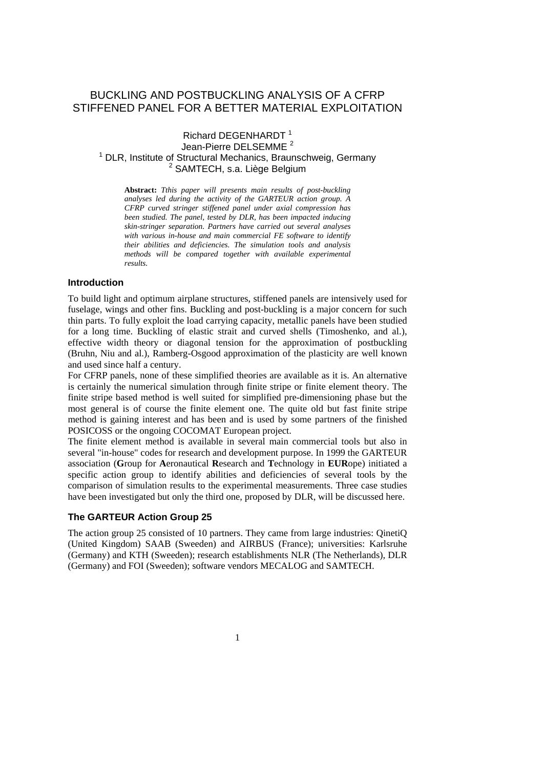# BUCKLING AND POSTBUCKLING ANALYSIS OF A CFRP STIFFENED PANEL FOR A BETTER MATERIAL EXPLOITATION

Richard DEGENHARDT [1]
Jean-Pierre DELSEMME [2]
[1] DLR, Institute of Structural Mechanics, Braunschweig, Germany
[2] SAMTECH, s.a. Liège Belgium

**Abstract:** *Tthis paper will presents main results of post-buckling analyses led during the activity of the GARTEUR action group. A CFRP curved stringer stiffened panel under axial compression has been studied. The panel, tested by DLR, has been impacted inducing skin-stringer separation. Partners have carried out several analyses with various in-house and main commercial FE software to identify their abilities and deficiencies. The simulation tools and analysis methods will be compared together with available experimental results.*

## Introduction

To build light and optimum airplane structures, stiffened panels are intensively used for fuselage, wings and other fins. Buckling and post-buckling is a major concern for such thin parts. To fully exploit the load carrying capacity, metallic panels have been studied for a long time. Buckling of elastic strait and curved shells (Timoshenko, and al.), effective width theory or diagonal tension for the approximation of postbuckling (Bruhn, Niu and al.), Ramberg-Osgood approximation of the plasticity are well known and used since half a century.

For CFRP panels, none of these simplified theories are available as it is. An alternative is certainly the numerical simulation through finite stripe or finite element theory. The finite stripe based method is well suited for simplified pre-dimensioning phase but the most general is of course the finite element one. The quite old but fast finite stripe method is gaining interest and has been and is used by some partners of the finished POSICOSS or the ongoing COCOMAT European project.

The finite element method is available in several main commercial tools but also in several "in-house" codes for research and development purpose. In 1999 the GARTEUR association (**G**roup for **A**eronautical **R**esearch and **T**echnology in **EUR**ope) initiated a specific action group to identify abilities and deficiencies of several tools by the comparison of simulation results to the experimental measurements. Three case studies have been investigated but only the third one, proposed by DLR, will be discussed here.

## The GARTEUR Action Group 25

The action group 25 consisted of 10 partners. They came from large industries: QinetiQ (United Kingdom) SAAB (Sweeden) and AIRBUS (France); universities: Karlsruhe (Germany) and KTH (Sweeden); research establishments NLR (The Netherlands), DLR (Germany) and FOI (Sweeden); software vendors MECALOG and SAMTECH.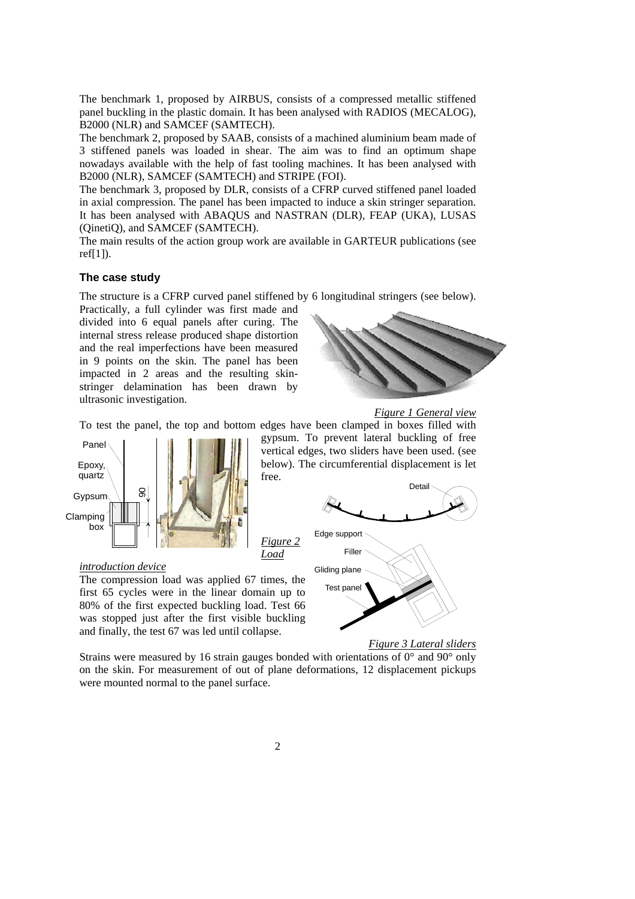The benchmark 1, proposed by AIRBUS, consists of a compressed metallic stiffened panel buckling in the plastic domain. It has been analysed with RADIOS (MECALOG), B2000 (NLR) and SAMCEF (SAMTECH).

The benchmark 2, proposed by SAAB, consists of a machined aluminium beam made of 3 stiffened panels was loaded in shear. The aim was to find an optimum shape nowadays available with the help of fast tooling machines. It has been analysed with B2000 (NLR), SAMCEF (SAMTECH) and STRIPE (FOI).

The benchmark 3, proposed by DLR, consists of a CFRP curved stiffened panel loaded in axial compression. The panel has been impacted to induce a skin stringer separation. It has been analysed with ABAQUS and NASTRAN (DLR), FEAP (UKA), LUSAS (QinetiQ), and SAMCEF (SAMTECH).

The main results of the action group work are available in GARTEUR publications (see ref[1]).

### The case study

The structure is a CFRP curved panel stiffened by 6 longitudinal stringers (see below).

Practically, a full cylinder was first made and divided into 6 equal panels after curing. The internal stress release produced shape distortion and the real imperfections have been measured in 9 points on the skin. The panel has been impacted in 2 areas and the resulting skin-stringer delamination has been drawn by ultrasonic investigation.

*Figure 1 General view*

To test the panel, the top and bottom edges have been clamped in boxes filled with gypsum. To prevent lateral buckling of free vertical edges, two sliders have been used. (see below). The circumferential displacement is let free.

*Figure 2 Load introduction device*

The compression load was applied 67 times, the first 65 cycles were in the linear domain up to 80% of the first expected buckling load. Test 66 was stopped just after the first visible buckling and finally, the test 67 was led until collapse.

*Figure 3 Lateral sliders*

Strains were measured by 16 strain gauges bonded with orientations of 0° and 90° only on the skin. For measurement of out of plane deformations, 12 displacement pickups were mounted normal to the panel surface.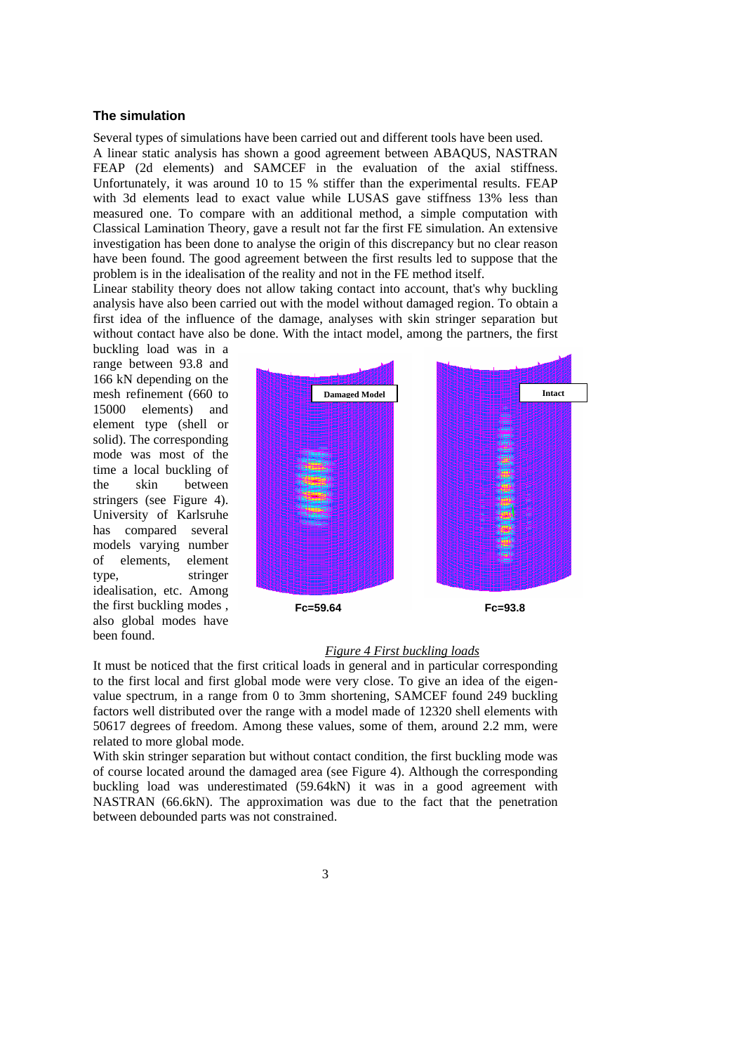### The simulation

Several types of simulations have been carried out and different tools have been used.
A linear static analysis has shown a good agreement between ABAQUS, NASTRAN FEAP (2d elements) and SAMCEF in the evaluation of the axial stiffness. Unfortunately, it was around 10 to 15 % stiffer than the experimental results. FEAP with 3d elements lead to exact value while LUSAS gave stiffness 13% less than measured one. To compare with an additional method, a simple computation with Classical Lamination Theory, gave a result not far the first FE simulation. An extensive investigation has been done to analyse the origin of this discrepancy but no clear reason have been found. The good agreement between the first results led to suppose that the problem is in the idealisation of the reality and not in the FE method itself.
Linear stability theory does not allow taking contact into account, that's why buckling analysis have also been carried out with the model without damaged region. To obtain a first idea of the influence of the damage, analyses with skin stringer separation but without contact have also be done. With the intact model, among the partners, the first buckling load was in a range between 93.8 and 166 kN depending on the mesh refinement (660 to 15000 elements) and element type (shell or solid). The corresponding mode was most of the time a local buckling of the skin between stringers (see Figure 4). University of Karlsruhe has compared several models varying number of elements, element type, stringer idealisation, etc. Among the first buckling modes , also global modes have been found.

Damaged Model

Intact

Fc=59.64

Fc=93.8

*Figure 4 First buckling loads*

It must be noticed that the first critical loads in general and in particular corresponding to the first local and first global mode were very close. To give an idea of the eigen-value spectrum, in a range from 0 to 3mm shortening, SAMCEF found 249 buckling factors well distributed over the range with a model made of 12320 shell elements with 50617 degrees of freedom. Among these values, some of them, around 2.2 mm, were related to more global mode.
With skin stringer separation but without contact condition, the first buckling mode was of course located around the damaged area (see Figure 4). Although the corresponding buckling load was underestimated (59.64kN) it was in a good agreement with NASTRAN (66.6kN). The approximation was due to the fact that the penetration between debounded parts was not constrained.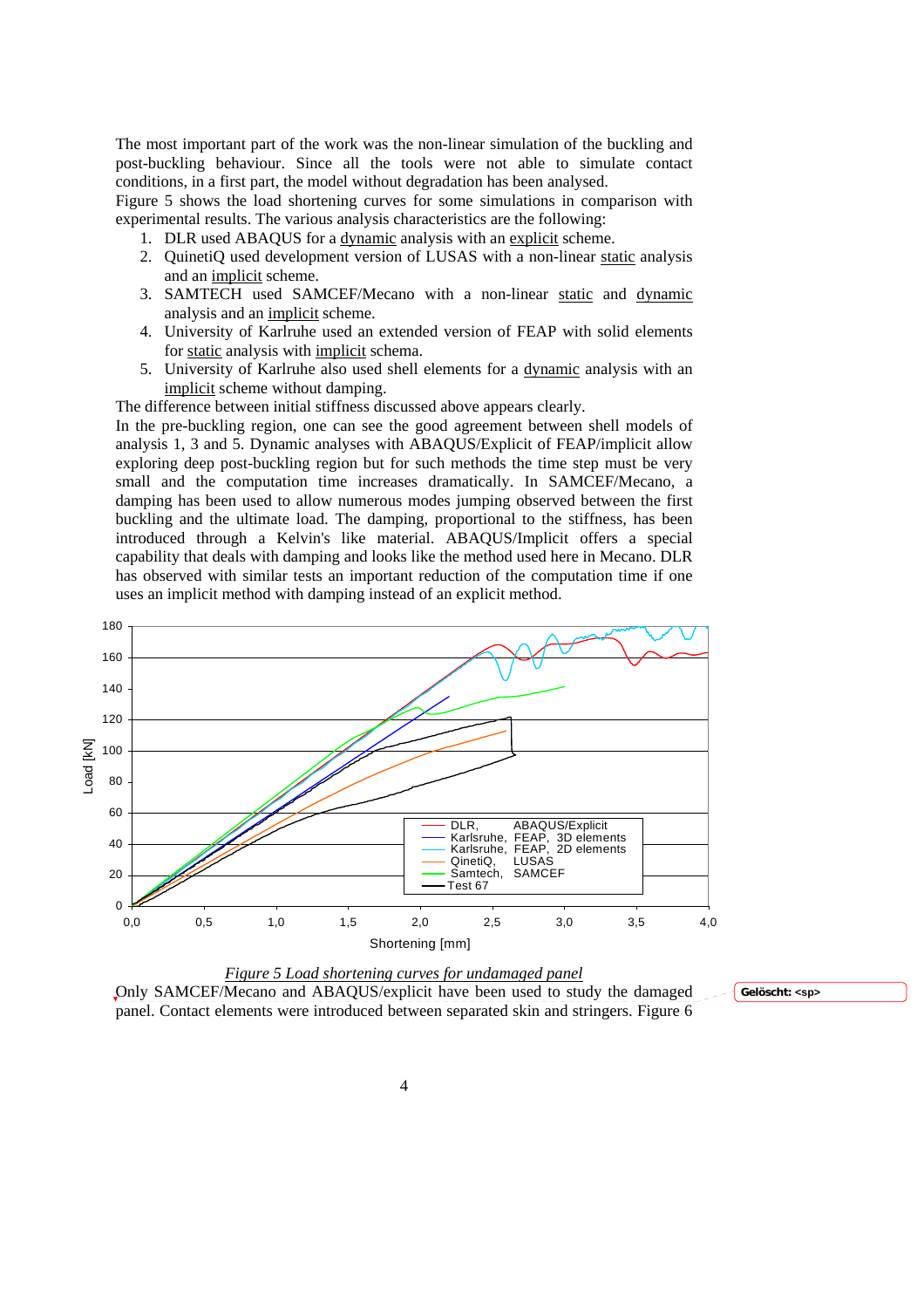The most important part of the work was the non-linear simulation of the buckling and post-buckling behaviour. Since all the tools were not able to simulate contact conditions, in a first part, the model without degradation has been analysed.

Figure 5 shows the load shortening curves for some simulations in comparison with experimental results. The various analysis characteristics are the following:

1. DLR used ABAQUS for a dynamic analysis with an explicit scheme.
2. QuinetiQ used development version of LUSAS with a non-linear static analysis and an implicit scheme.
3. SAMTECH used SAMCEF/Mecano with a non-linear static and dynamic analysis and an implicit scheme.
4. University of Karlruhe used an extended version of FEAP with solid elements for static analysis with implicit schema.
5. University of Karlruhe also used shell elements for a dynamic analysis with an implicit scheme without damping.

The difference between initial stiffness discussed above appears clearly.

In the pre-buckling region, one can see the good agreement between shell models of analysis 1, 3 and 5. Dynamic analyses with ABAQUS/Explicit of FEAP/implicit allow exploring deep post-buckling region but for such methods the time step must be very small and the computation time increases dramatically. In SAMCEF/Mecano, a damping has been used to allow numerous modes jumping observed between the first buckling and the ultimate load. The damping, proportional to the stiffness, has been introduced through a Kelvin's like material. ABAQUS/Implicit offers a special capability that deals with damping and looks like the method used here in Mecano. DLR has observed with similar tests an important reduction of the computation time if one uses an implicit method with damping instead of an explicit method.

*Figure 5 Load shortening curves for undamaged panel*

Only SAMCEF/Mecano and ABAQUS/explicit have been used to study the damaged panel. Contact elements were introduced between separated skin and stringers. Figure 6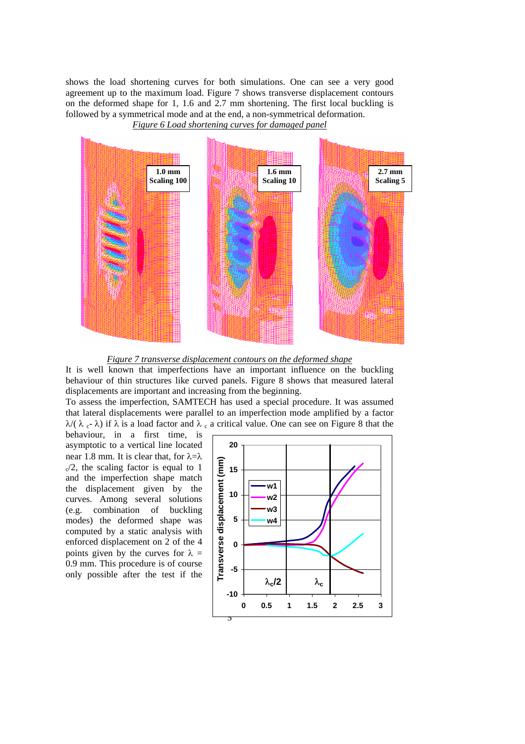shows the load shortening curves for both simulations. One can see a very good agreement up to the maximum load. Figure 7 shows transverse displacement contours on the deformed shape for 1, 1.6 and 2.7 mm shortening. The first local buckling is followed by a symmetrical mode and at the end, a non-symmetrical deformation.

*Figure 6 Load shortening curves for damaged panel*

*Figure 7 transverse displacement contours on the deformed shape*

It is well known that imperfections have an important influence on the buckling behaviour of thin structures like curved panels. Figure 8 shows that measured lateral displacements are important and increasing from the beginning.

To assess the imperfection, SAMTECH has used a special procedure. It was assumed that lateral displacements were parallel to an imperfection mode amplified by a factor $\lambda/(\lambda_c - \lambda)$ if $\lambda$ is a load factor and $\lambda_c$ a critical value. One can see on Figure 8 that the behaviour, in a first time, is asymptotic to a vertical line located near 1.8 mm. It is clear that, for $\lambda=\lambda_c/2$, the scaling factor is equal to 1 and the imperfection shape match the displacement given by the curves. Among several solutions (e.g. combination of buckling modes) the deformed shape was computed by a static analysis with enforced displacement on 2 of the 4 points given by the curves for $\lambda$ = 0.9 mm. This procedure is of course only possible after the test if the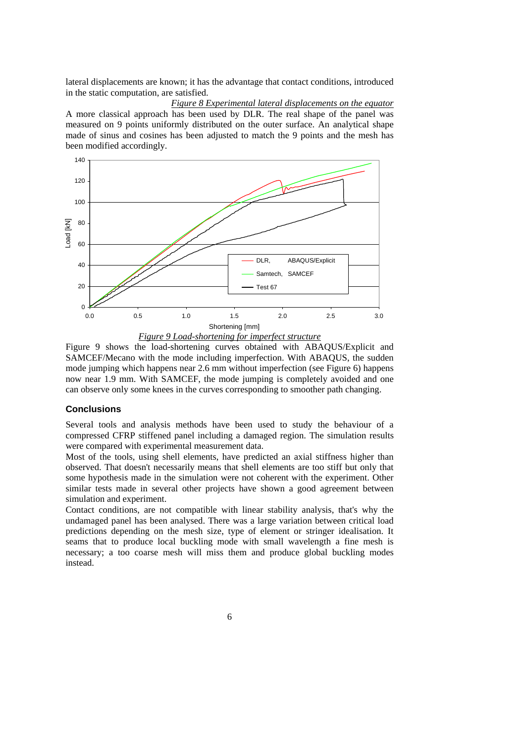lateral displacements are known; it has the advantage that contact conditions, introduced in the static computation, are satisfied.

*Figure 8 Experimental lateral displacements on the equator*

A more classical approach has been used by DLR. The real shape of the panel was measured on 9 points uniformly distributed on the outer surface. An analytical shape made of sinus and cosines has been adjusted to match the 9 points and the mesh has been modified accordingly.

*Figure 9 Load-shortening for imperfect structure*

Figure 9 shows the load-shortening curves obtained with ABAQUS/Explicit and SAMCEF/Mecano with the mode including imperfection. With ABAQUS, the sudden mode jumping which happens near 2.6 mm without imperfection (see Figure 6) happens now near 1.9 mm. With SAMCEF, the mode jumping is completely avoided and one can observe only some knees in the curves corresponding to smoother path changing.

## Conclusions

Several tools and analysis methods have been used to study the behaviour of a compressed CFRP stiffened panel including a damaged region. The simulation results were compared with experimental measurement data.

Most of the tools, using shell elements, have predicted an axial stiffness higher than observed. That doesn't necessarily means that shell elements are too stiff but only that some hypothesis made in the simulation were not coherent with the experiment. Other similar tests made in several other projects have shown a good agreement between simulation and experiment.

Contact conditions, are not compatible with linear stability analysis, that's why the undamaged panel has been analysed. There was a large variation between critical load predictions depending on the mesh size, type of element or stringer idealisation. It seams that to produce local buckling mode with small wavelength a fine mesh is necessary; a too coarse mesh will miss them and produce global buckling modes instead.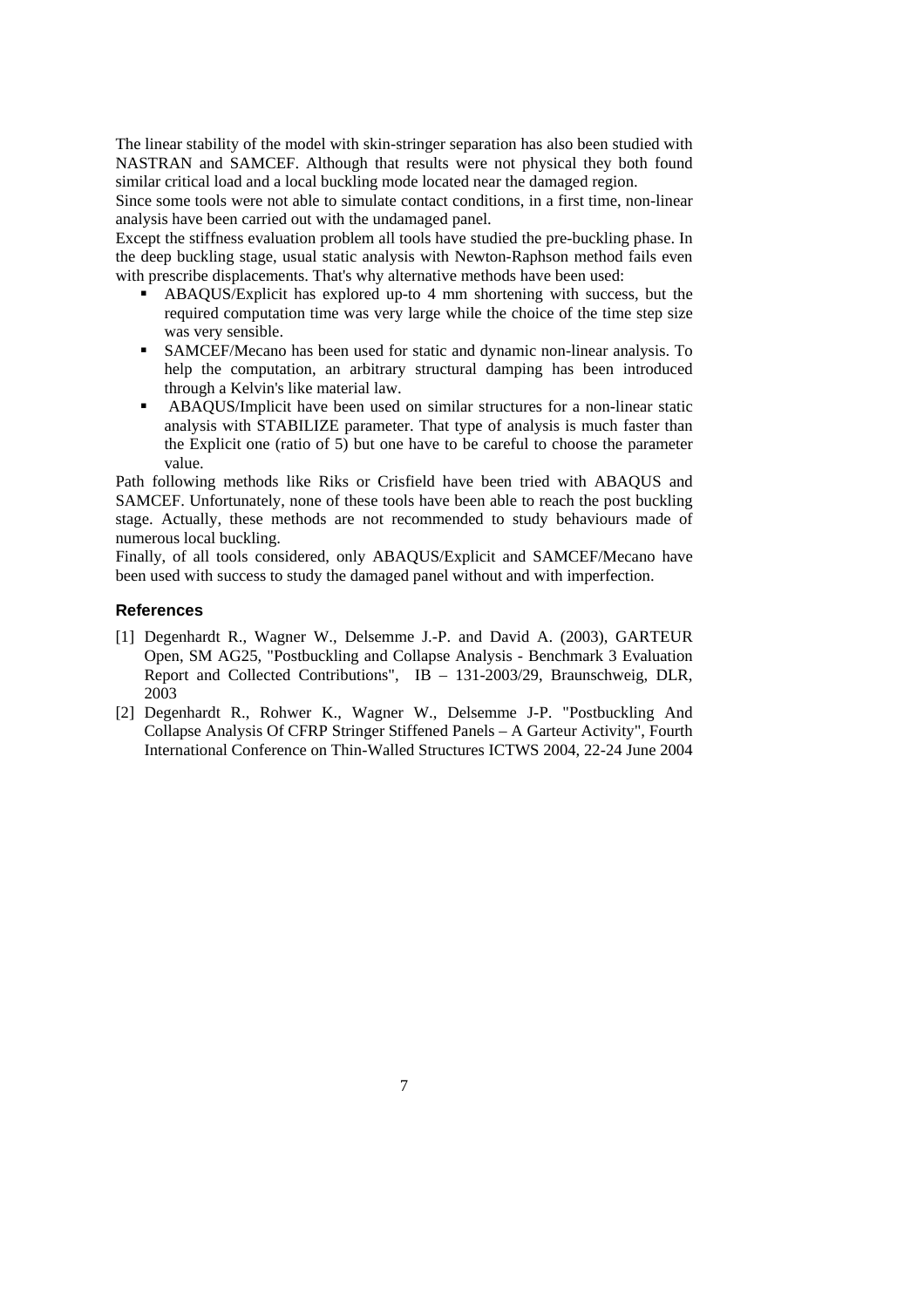The linear stability of the model with skin-stringer separation has also been studied with NASTRAN and SAMCEF. Although that results were not physical they both found similar critical load and a local buckling mode located near the damaged region.

Since some tools were not able to simulate contact conditions, in a first time, non-linear analysis have been carried out with the undamaged panel.

Except the stiffness evaluation problem all tools have studied the pre-buckling phase. In the deep buckling stage, usual static analysis with Newton-Raphson method fails even with prescribe displacements. That's why alternative methods have been used:

- ABAQUS/Explicit has explored up-to 4 mm shortening with success, but the required computation time was very large while the choice of the time step size was very sensible.
- SAMCEF/Mecano has been used for static and dynamic non-linear analysis. To help the computation, an arbitrary structural damping has been introduced through a Kelvin's like material law.
- ABAQUS/Implicit have been used on similar structures for a non-linear static analysis with STABILIZE parameter. That type of analysis is much faster than the Explicit one (ratio of 5) but one have to be careful to choose the parameter value.

Path following methods like Riks or Crisfield have been tried with ABAQUS and SAMCEF. Unfortunately, none of these tools have been able to reach the post buckling stage. Actually, these methods are not recommended to study behaviours made of numerous local buckling.

Finally, of all tools considered, only ABAQUS/Explicit and SAMCEF/Mecano have been used with success to study the damaged panel without and with imperfection.

### References

[1] Degenhardt R., Wagner W., Delsemme J.-P. and David A. (2003), GARTEUR Open, SM AG25, "Postbuckling and Collapse Analysis - Benchmark 3 Evaluation Report and Collected Contributions", IB – 131-2003/29, Braunschweig, DLR, 2003

[2] Degenhardt R., Rohwer K., Wagner W., Delsemme J-P. "Postbuckling And Collapse Analysis Of CFRP Stringer Stiffened Panels – A Garteur Activity", Fourth International Conference on Thin-Walled Structures ICTWS 2004, 22-24 June 2004